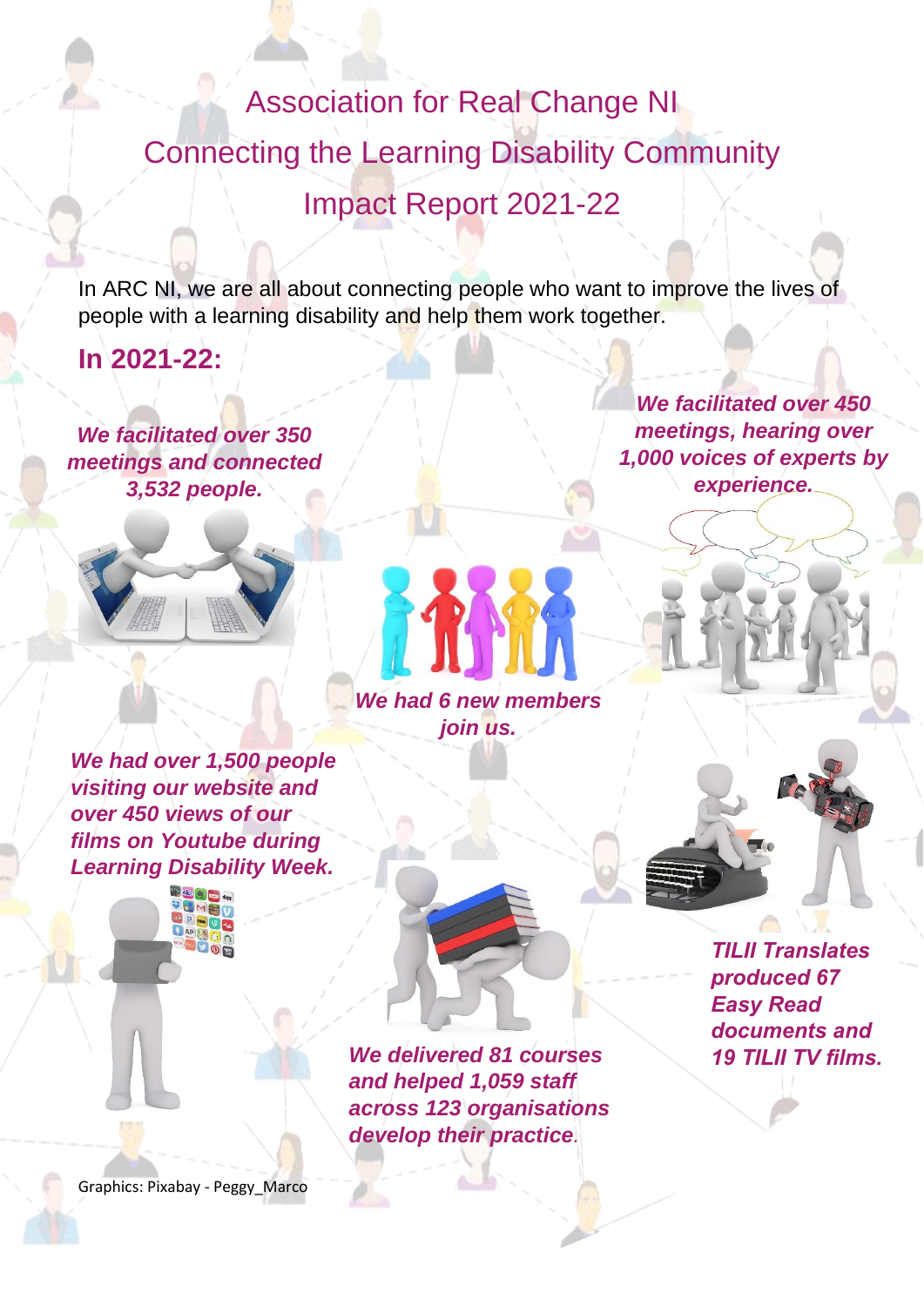# Association for Real Change NI
# Connecting the Learning Disability Community
# Impact Report 2021-22

In ARC NI, we are all about connecting people who want to improve the lives of people with a learning disability and help them work together.

## In 2021-22:

***We facilitated over 350 meetings and connected 3,532 people.***

***We facilitated over 450 meetings, hearing over 1,000 voices of experts by experience.***

***We had 6 new members join us.***

***We had over 1,500 people visiting our website and over 450 views of our films on Youtube during Learning Disability Week.***

***We delivered 81 courses and helped 1,059 staff across 123 organisations develop their practice.***

***TILII Translates produced 67 Easy Read documents and 19 TILII TV films.***

Graphics: Pixabay - Peggy_Marco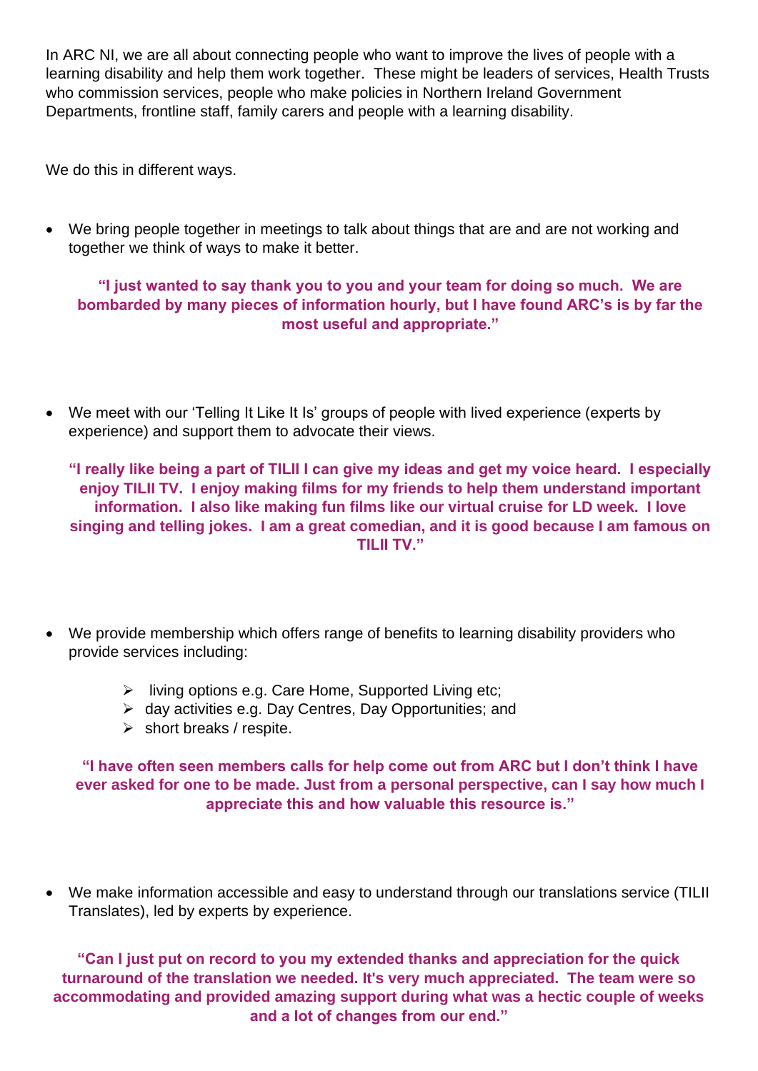In ARC NI, we are all about connecting people who want to improve the lives of people with a learning disability and help them work together. These might be leaders of services, Health Trusts who commission services, people who make policies in Northern Ireland Government Departments, frontline staff, family carers and people with a learning disability.

We do this in different ways.

- We bring people together in meetings to talk about things that are and are not working and together we think of ways to make it better.

**"I just wanted to say thank you to you and your team for doing so much. We are bombarded by many pieces of information hourly, but I have found ARC's is by far the most useful and appropriate."**

- We meet with our 'Telling It Like It Is' groups of people with lived experience (experts by experience) and support them to advocate their views.

**"I really like being a part of TILII I can give my ideas and get my voice heard. I especially enjoy TILII TV. I enjoy making films for my friends to help them understand important information. I also like making fun films like our virtual cruise for LD week. I love singing and telling jokes. I am a great comedian, and it is good because I am famous on TILII TV."**

- We provide membership which offers range of benefits to learning disability providers who provide services including:
  - living options e.g. Care Home, Supported Living etc;
  - day activities e.g. Day Centres, Day Opportunities; and
  - short breaks / respite.

**"I have often seen members calls for help come out from ARC but I don't think I have ever asked for one to be made. Just from a personal perspective, can I say how much I appreciate this and how valuable this resource is."**

- We make information accessible and easy to understand through our translations service (TILII Translates), led by experts by experience.

**"Can I just put on record to you my extended thanks and appreciation for the quick turnaround of the translation we needed. It's very much appreciated. The team were so accommodating and provided amazing support during what was a hectic couple of weeks and a lot of changes from our end."**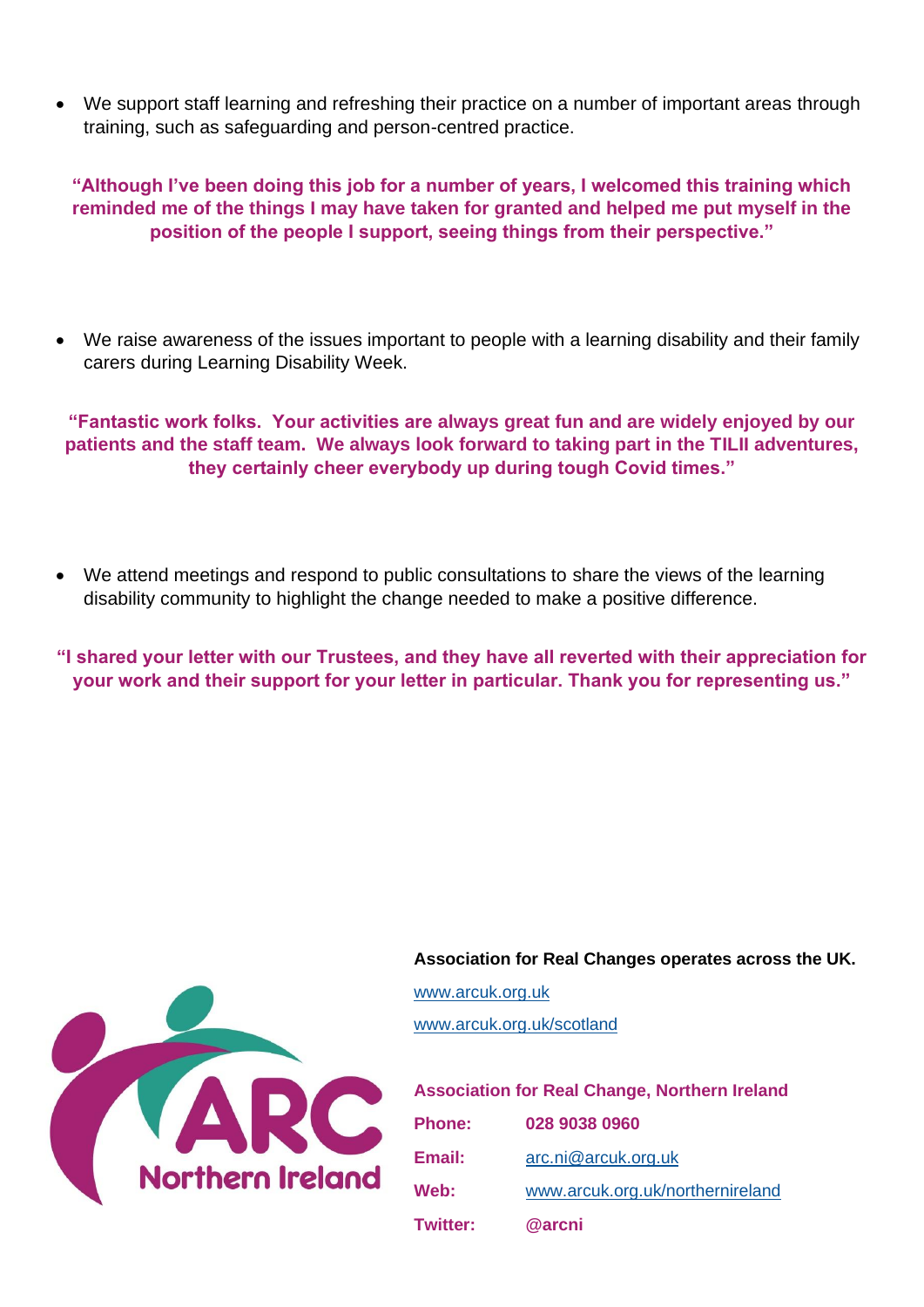- We support staff learning and refreshing their practice on a number of important areas through training, such as safeguarding and person-centred practice.

**"Although I've been doing this job for a number of years, I welcomed this training which reminded me of the things I may have taken for granted and helped me put myself in the position of the people I support, seeing things from their perspective."**

- We raise awareness of the issues important to people with a learning disability and their family carers during Learning Disability Week.

**"Fantastic work folks. Your activities are always great fun and are widely enjoyed by our patients and the staff team. We always look forward to taking part in the TILII adventures, they certainly cheer everybody up during tough Covid times."**

- We attend meetings and respond to public consultations to share the views of the learning disability community to highlight the change needed to make a positive difference.

**"I shared your letter with our Trustees, and they have all reverted with their appreciation for your work and their support for your letter in particular. Thank you for representing us."**

ARC Northern Ireland

**Association for Real Changes operates across the UK.**

www.arcuk.org.uk

www.arcuk.org.uk/scotland

**Association for Real Change, Northern Ireland**

| | |
|---|---|
| **Phone:** | **028 9038 0960** |
| **Email:** | arc.ni@arcuk.org.uk |
| **Web:** | www.arcuk.org.uk/northernireland |
| **Twitter:** | **@arcni** |